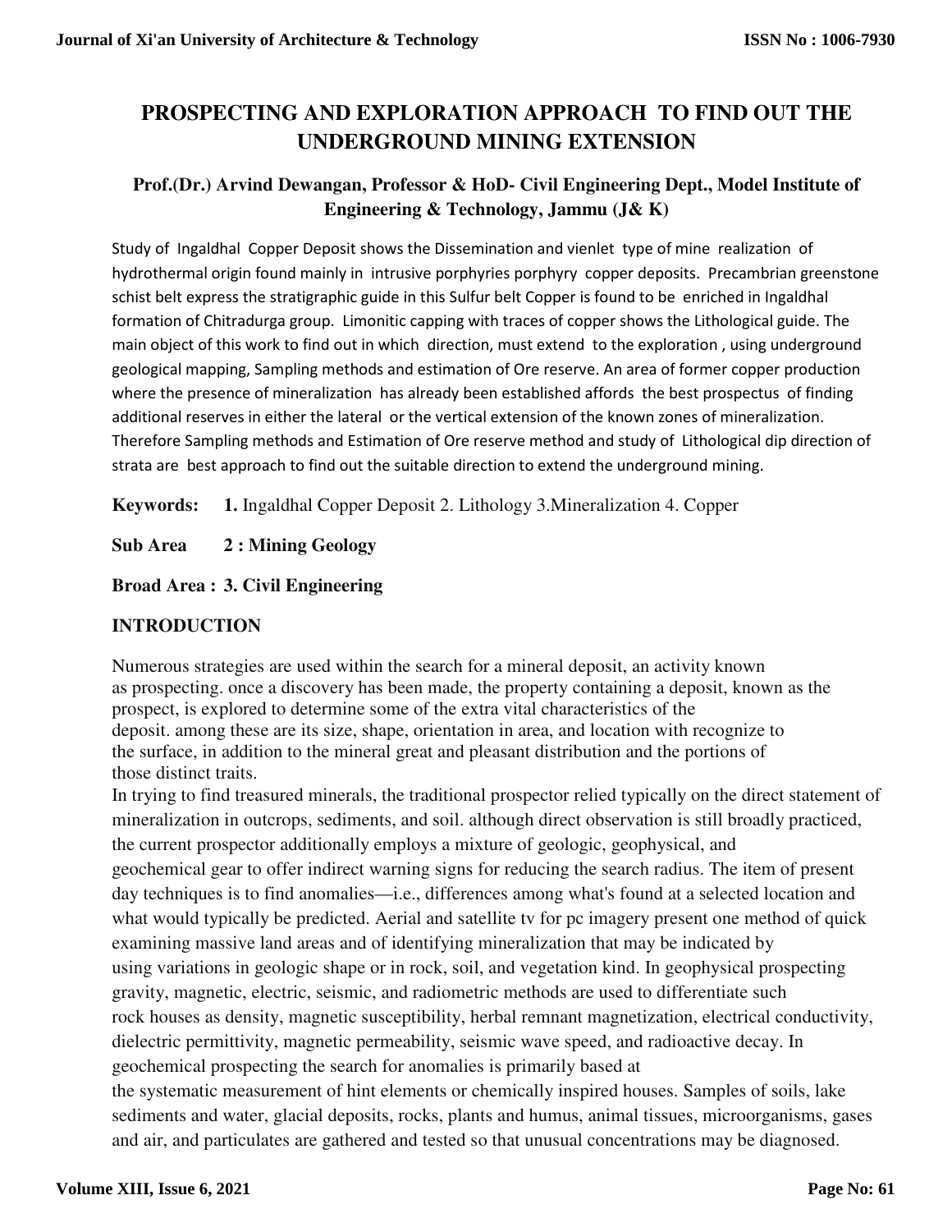# PROSPECTING AND EXPLORATION APPROACH TO FIND OUT THE UNDERGROUND MINING EXTENSION

**Prof.(Dr.) Arvind Dewangan, Professor & HoD- Civil Engineering Dept., Model Institute of Engineering & Technology, Jammu (J& K)**

Study of Ingaldhal Copper Deposit shows the Dissemination and vienlet type of mine realization of hydrothermal origin found mainly in intrusive porphyries porphyry copper deposits. Precambrian greenstone schist belt express the stratigraphic guide in this Sulfur belt Copper is found to be enriched in Ingaldhal formation of Chitradurga group. Limonitic capping with traces of copper shows the Lithological guide. The main object of this work to find out in which direction, must extend to the exploration , using underground geological mapping, Sampling methods and estimation of Ore reserve. An area of former copper production where the presence of mineralization has already been established affords the best prospectus of finding additional reserves in either the lateral or the vertical extension of the known zones of mineralization. Therefore Sampling methods and Estimation of Ore reserve method and study of Lithological dip direction of strata are best approach to find out the suitable direction to extend the underground mining.

**Keywords:** **1.** Ingaldhal Copper Deposit 2. Lithology 3.Mineralization 4. Copper

**Sub Area 2 : Mining Geology**

**Broad Area : 3. Civil Engineering**

## INTRODUCTION

Numerous strategies are used within the search for a mineral deposit, an activity known as prospecting. once a discovery has been made, the property containing a deposit, known as the prospect, is explored to determine some of the extra vital characteristics of the deposit. among these are its size, shape, orientation in area, and location with recognize to the surface, in addition to the mineral great and pleasant distribution and the portions of those distinct traits.

In trying to find treasured minerals, the traditional prospector relied typically on the direct statement of mineralization in outcrops, sediments, and soil. although direct observation is still broadly practiced, the current prospector additionally employs a mixture of geologic, geophysical, and geochemical gear to offer indirect warning signs for reducing the search radius. The item of present day techniques is to find anomalies—i.e., differences among what's found at a selected location and what would typically be predicted. Aerial and satellite tv for pc imagery present one method of quick examining massive land areas and of identifying mineralization that may be indicated by using variations in geologic shape or in rock, soil, and vegetation kind. In geophysical prospecting gravity, magnetic, electric, seismic, and radiometric methods are used to differentiate such rock houses as density, magnetic susceptibility, herbal remnant magnetization, electrical conductivity, dielectric permittivity, magnetic permeability, seismic wave speed, and radioactive decay. In geochemical prospecting the search for anomalies is primarily based at the systematic measurement of hint elements or chemically inspired houses. Samples of soils, lake sediments and water, glacial deposits, rocks, plants and humus, animal tissues, microorganisms, gases and air, and particulates are gathered and tested so that unusual concentrations may be diagnosed.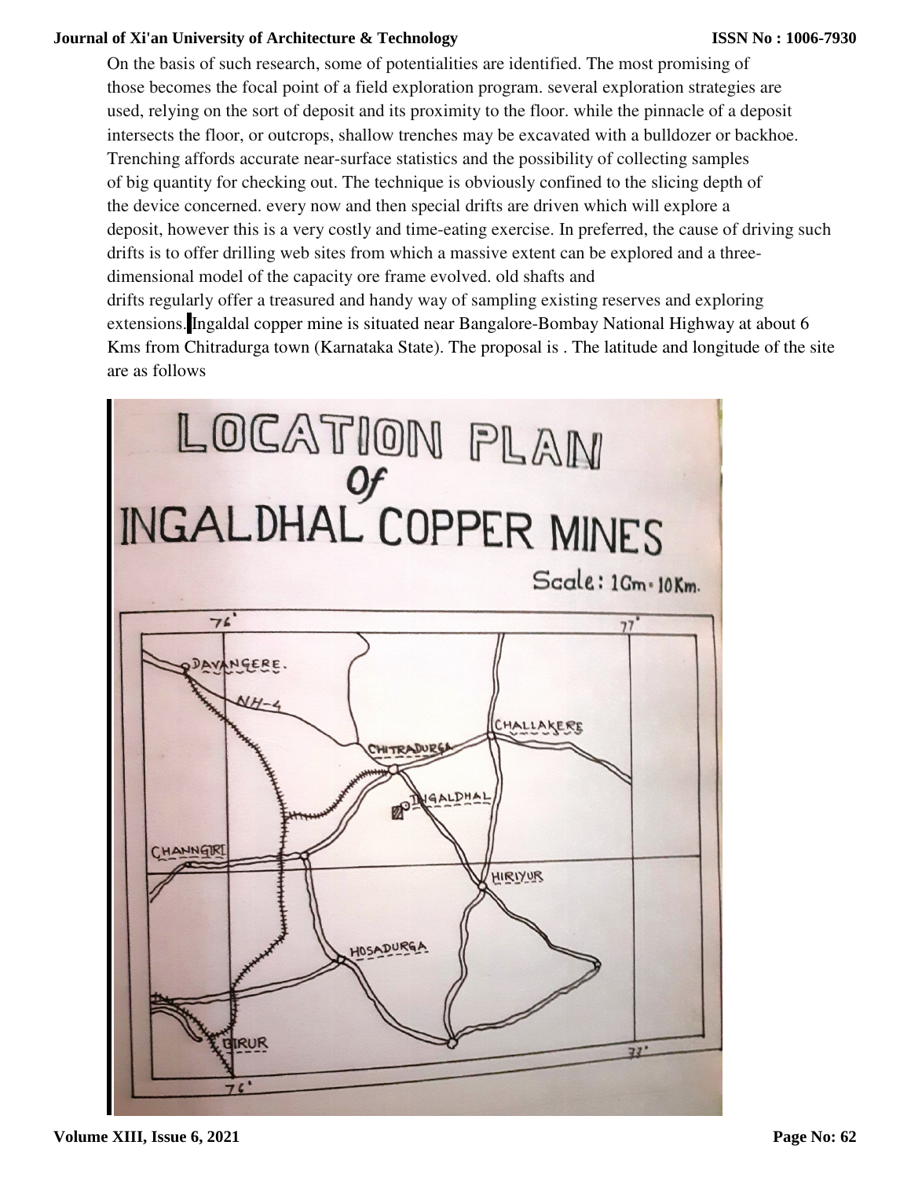On the basis of such research, some of potentialities are identified. The most promising of those becomes the focal point of a field exploration program. several exploration strategies are used, relying on the sort of deposit and its proximity to the floor. while the pinnacle of a deposit intersects the floor, or outcrops, shallow trenches may be excavated with a bulldozer or backhoe. Trenching affords accurate near-surface statistics and the possibility of collecting samples of big quantity for checking out. The technique is obviously confined to the slicing depth of the device concerned. every now and then special drifts are driven which will explore a deposit, however this is a very costly and time-eating exercise. In preferred, the cause of driving such drifts is to offer drilling web sites from which a massive extent can be explored and a three-dimensional model of the capacity ore frame evolved. old shafts and drifts regularly offer a treasured and handy way of sampling existing reserves and exploring extensions. Ingaldal copper mine is situated near Bangalore-Bombay National Highway at about 6 Kms from Chitradurga town (Karnataka State). The proposal is . The latitude and longitude of the site are as follows

LOCATION PLAN Of INGALDHAL COPPER MINES

Scale: 1Cm = 10Km.

76° 77° DAVANGERE. NH-4 CHALLAKERE CHITRADURGA INGALDHAL CHANNGIRI HIRIYUR HOSADURGA GIRUR 77° 76°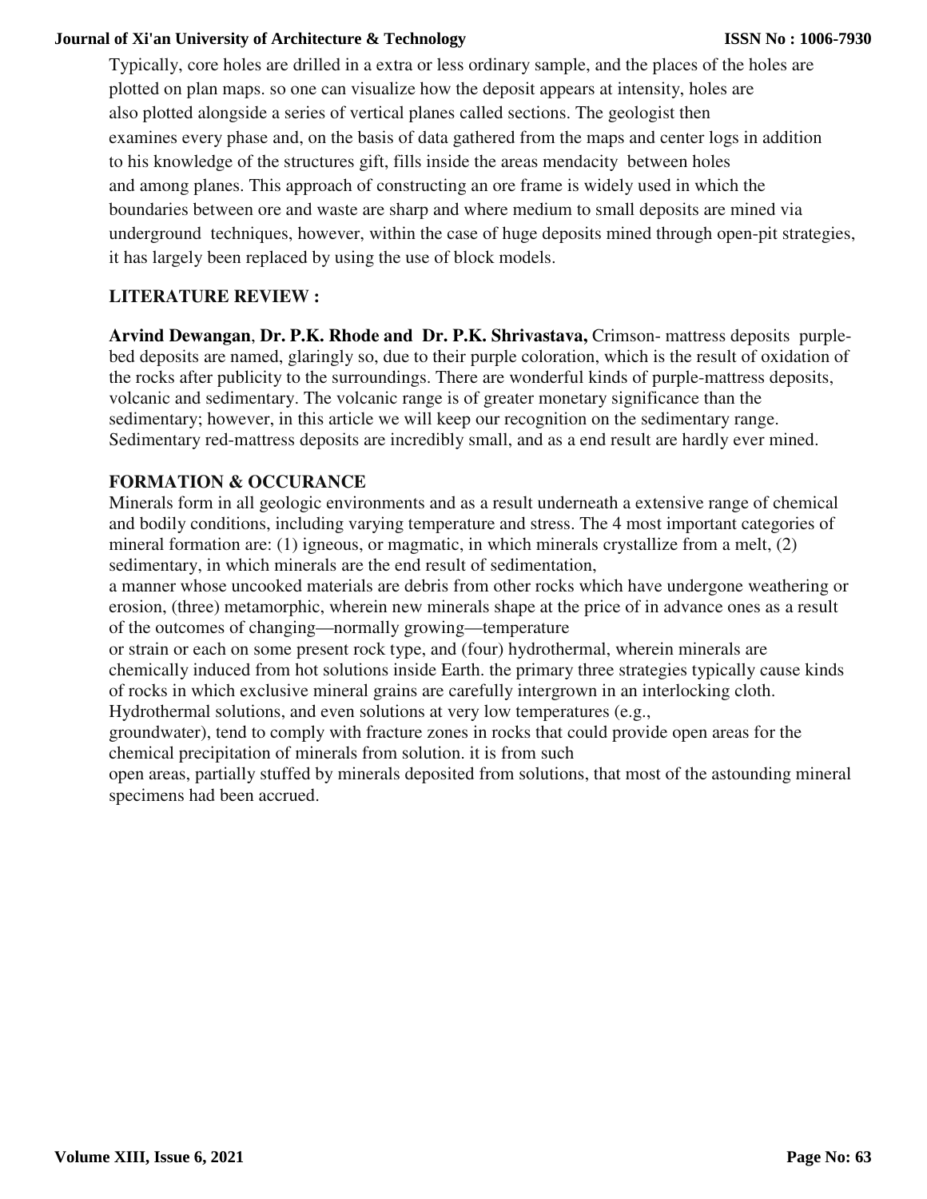Typically, core holes are drilled in a extra or less ordinary sample, and the places of the holes are plotted on plan maps. so one can visualize how the deposit appears at intensity, holes are also plotted alongside a series of vertical planes called sections. The geologist then examines every phase and, on the basis of data gathered from the maps and center logs in addition to his knowledge of the structures gift, fills inside the areas mendacity between holes and among planes. This approach of constructing an ore frame is widely used in which the boundaries between ore and waste are sharp and where medium to small deposits are mined via underground techniques, however, within the case of huge deposits mined through open-pit strategies, it has largely been replaced by using the use of block models.

## LITERATURE REVIEW :

**Arvind Dewangan**, **Dr. P.K. Rhode and Dr. P.K. Shrivastava,** Crimson- mattress deposits purple-bed deposits are named, glaringly so, due to their purple coloration, which is the result of oxidation of the rocks after publicity to the surroundings. There are wonderful kinds of purple-mattress deposits, volcanic and sedimentary. The volcanic range is of greater monetary significance than the sedimentary; however, in this article we will keep our recognition on the sedimentary range. Sedimentary red-mattress deposits are incredibly small, and as a end result are hardly ever mined.

## FORMATION & OCCURANCE

Minerals form in all geologic environments and as a result underneath a extensive range of chemical and bodily conditions, including varying temperature and stress. The 4 most important categories of mineral formation are: (1) igneous, or magmatic, in which minerals crystallize from a melt, (2) sedimentary, in which minerals are the end result of sedimentation, a manner whose uncooked materials are debris from other rocks which have undergone weathering or erosion, (three) metamorphic, wherein new minerals shape at the price of in advance ones as a result of the outcomes of changing—normally growing—temperature or strain or each on some present rock type, and (four) hydrothermal, wherein minerals are chemically induced from hot solutions inside Earth. the primary three strategies typically cause kinds of rocks in which exclusive mineral grains are carefully intergrown in an interlocking cloth. Hydrothermal solutions, and even solutions at very low temperatures (e.g., groundwater), tend to comply with fracture zones in rocks that could provide open areas for the chemical precipitation of minerals from solution. it is from such open areas, partially stuffed by minerals deposited from solutions, that most of the astounding mineral specimens had been accrued.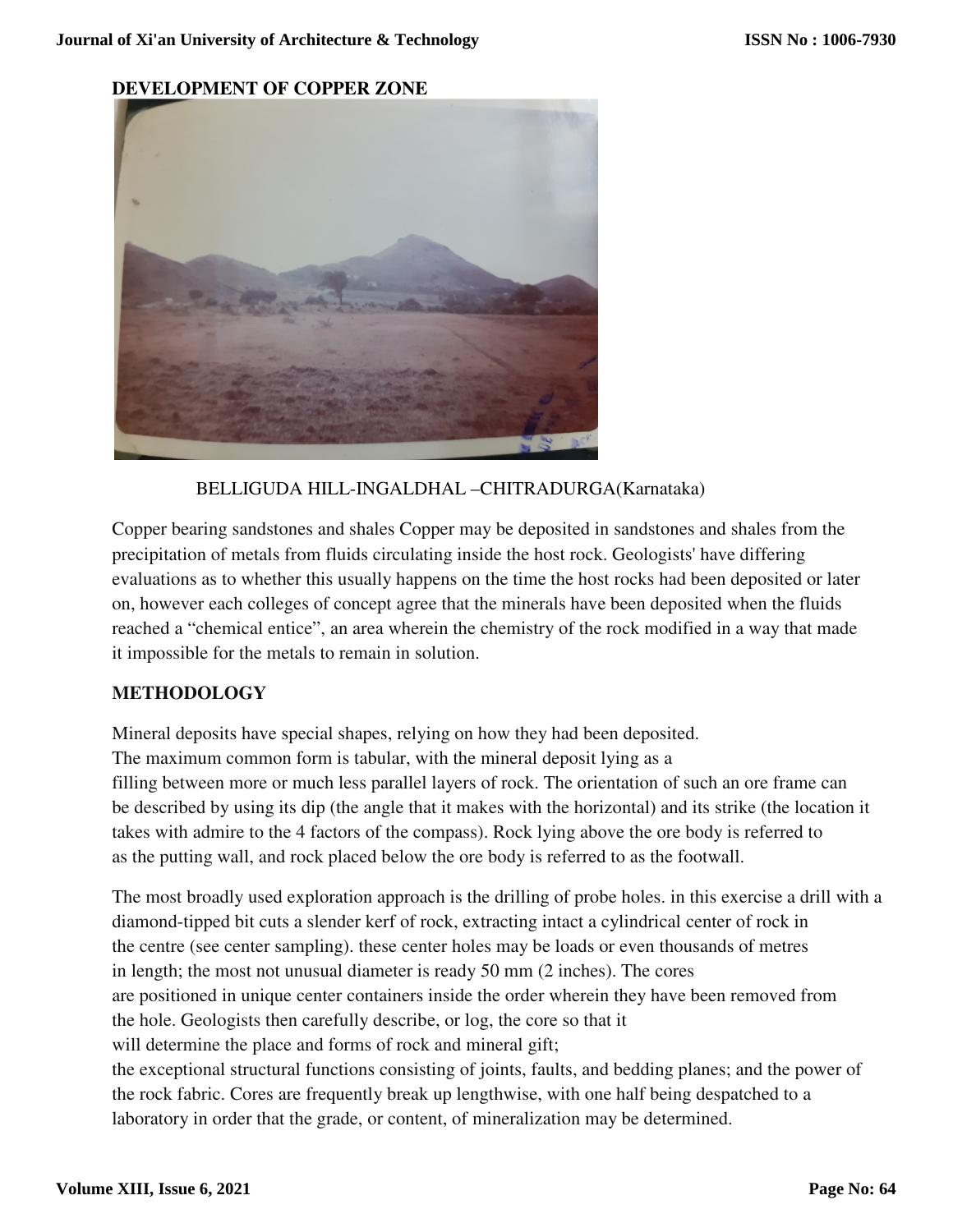## DEVELOPMENT OF COPPER ZONE

BELLIGUDA HILL-INGALDHAL –CHITRADURGA(Karnataka)

Copper bearing sandstones and shales Copper may be deposited in sandstones and shales from the precipitation of metals from fluids circulating inside the host rock. Geologists' have differing evaluations as to whether this usually happens on the time the host rocks had been deposited or later on, however each colleges of concept agree that the minerals have been deposited when the fluids reached a "chemical entice", an area wherein the chemistry of the rock modified in a way that made it impossible for the metals to remain in solution.

## METHODOLOGY

Mineral deposits have special shapes, relying on how they had been deposited. The maximum common form is tabular, with the mineral deposit lying as a filling between more or much less parallel layers of rock. The orientation of such an ore frame can be described by using its dip (the angle that it makes with the horizontal) and its strike (the location it takes with admire to the 4 factors of the compass). Rock lying above the ore body is referred to as the putting wall, and rock placed below the ore body is referred to as the footwall.

The most broadly used exploration approach is the drilling of probe holes. in this exercise a drill with a diamond-tipped bit cuts a slender kerf of rock, extracting intact a cylindrical center of rock in the centre (see center sampling). these center holes may be loads or even thousands of metres in length; the most not unusual diameter is ready 50 mm (2 inches). The cores are positioned in unique center containers inside the order wherein they have been removed from the hole. Geologists then carefully describe, or log, the core so that it will determine the place and forms of rock and mineral gift; the exceptional structural functions consisting of joints, faults, and bedding planes; and the power of the rock fabric. Cores are frequently break up lengthwise, with one half being despatched to a laboratory in order that the grade, or content, of mineralization may be determined.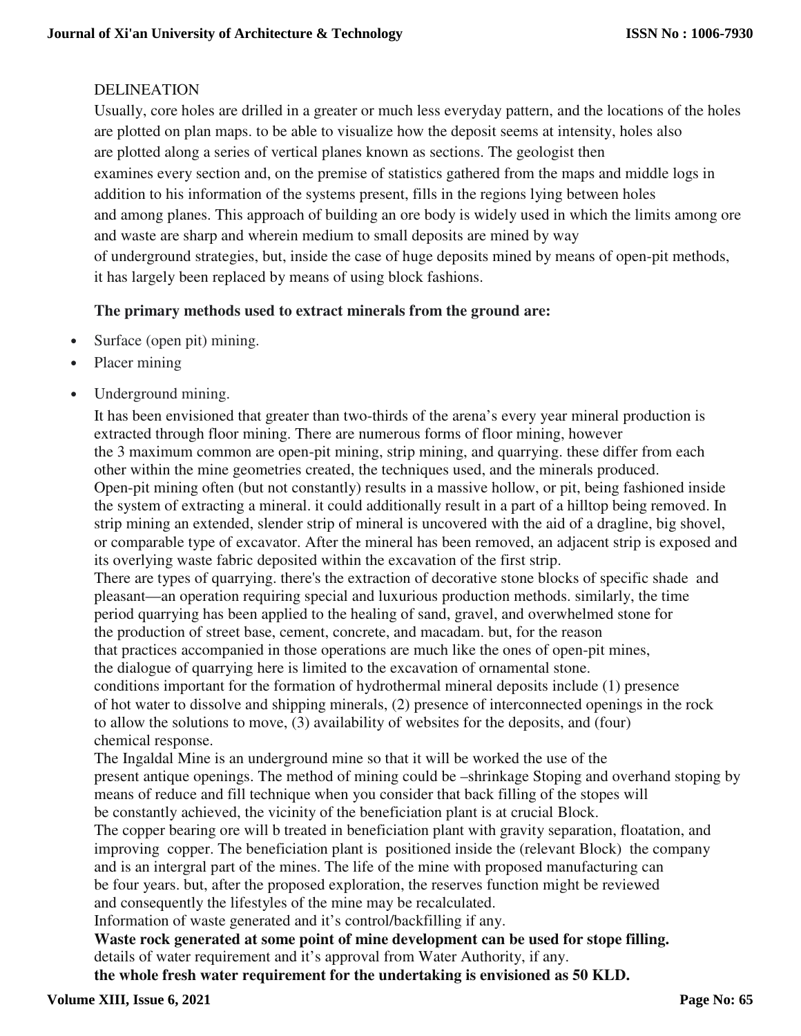DELINEATION

Usually, core holes are drilled in a greater or much less everyday pattern, and the locations of the holes are plotted on plan maps. to be able to visualize how the deposit seems at intensity, holes also are plotted along a series of vertical planes known as sections. The geologist then examines every section and, on the premise of statistics gathered from the maps and middle logs in addition to his information of the systems present, fills in the regions lying between holes and among planes. This approach of building an ore body is widely used in which the limits among ore and waste are sharp and wherein medium to small deposits are mined by way of underground strategies, but, inside the case of huge deposits mined by means of open-pit methods, it has largely been replaced by means of using block fashions.

**The primary methods used to extract minerals from the ground are:**

- Surface (open pit) mining.
- Placer mining
- Underground mining.

It has been envisioned that greater than two-thirds of the arena's every year mineral production is extracted through floor mining. There are numerous forms of floor mining, however the 3 maximum common are open-pit mining, strip mining, and quarrying. these differ from each other within the mine geometries created, the techniques used, and the minerals produced. Open-pit mining often (but not constantly) results in a massive hollow, or pit, being fashioned inside the system of extracting a mineral. it could additionally result in a part of a hilltop being removed. In strip mining an extended, slender strip of mineral is uncovered with the aid of a dragline, big shovel, or comparable type of excavator. After the mineral has been removed, an adjacent strip is exposed and its overlying waste fabric deposited within the excavation of the first strip.

There are types of quarrying. there's the extraction of decorative stone blocks of specific shade and pleasant—an operation requiring special and luxurious production methods. similarly, the time period quarrying has been applied to the healing of sand, gravel, and overwhelmed stone for the production of street base, cement, concrete, and macadam. but, for the reason that practices accompanied in those operations are much like the ones of open-pit mines, the dialogue of quarrying here is limited to the excavation of ornamental stone.

conditions important for the formation of hydrothermal mineral deposits include (1) presence of hot water to dissolve and shipping minerals, (2) presence of interconnected openings in the rock to allow the solutions to move, (3) availability of websites for the deposits, and (four) chemical response.

The Ingaldal Mine is an underground mine so that it will be worked the use of the present antique openings. The method of mining could be –shrinkage Stoping and overhand stoping by means of reduce and fill technique when you consider that back filling of the stopes will be constantly achieved, the vicinity of the beneficiation plant is at crucial Block.

The copper bearing ore will b treated in beneficiation plant with gravity separation, floatation, and improving copper. The beneficiation plant is positioned inside the (relevant Block) the company and is an intergral part of the mines. The life of the mine with proposed manufacturing can be four years. but, after the proposed exploration, the reserves function might be reviewed and consequently the lifestyles of the mine may be recalculated.

Information of waste generated and it's control/backfilling if any.

**Waste rock generated at some point of mine development can be used for stope filling.**

details of water requirement and it's approval from Water Authority, if any.

**the whole fresh water requirement for the undertaking is envisioned as 50 KLD.**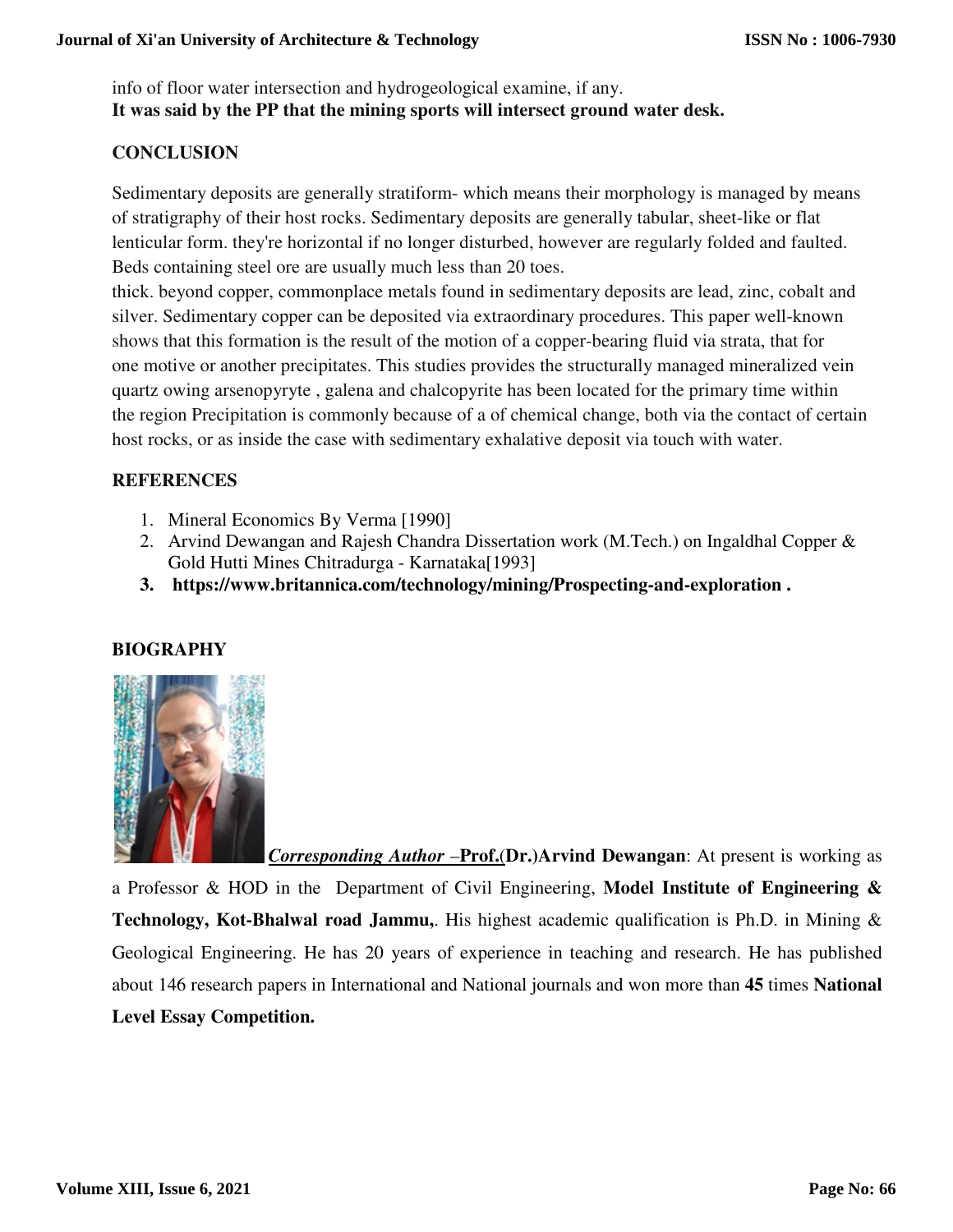info of floor water intersection and hydrogeological examine, if any.
**It was said by the PP that the mining sports will intersect ground water desk.**

## CONCLUSION

Sedimentary deposits are generally stratiform- which means their morphology is managed by means of stratigraphy of their host rocks. Sedimentary deposits are generally tabular, sheet-like or flat lenticular form. they're horizontal if no longer disturbed, however are regularly folded and faulted. Beds containing steel ore are usually much less than 20 toes.
thick. beyond copper, commonplace metals found in sedimentary deposits are lead, zinc, cobalt and silver. Sedimentary copper can be deposited via extraordinary procedures. This paper well-known shows that this formation is the result of the motion of a copper-bearing fluid via strata, that for one motive or another precipitates. This studies provides the structurally managed mineralized vein quartz owing arsenopyryte , galena and chalcopyrite has been located for the primary time within the region Precipitation is commonly because of a of chemical change, both via the contact of certain host rocks, or as inside the case with sedimentary exhalative deposit via touch with water.

## REFERENCES

1. Mineral Economics By Verma [1990]
2. Arvind Dewangan and Rajesh Chandra Dissertation work (M.Tech.) on Ingaldhal Copper & Gold Hutti Mines Chitradurga - Karnataka[1993]
3. **https://www.britannica.com/technology/mining/Prospecting-and-exploration .**

## BIOGRAPHY

***Corresponding Author* –Prof.(Dr.)Arvind Dewangan**: At present is working as a Professor & HOD in the Department of Civil Engineering, **Model Institute of Engineering & Technology, Kot-Bhalwal road Jammu,**. His highest academic qualification is Ph.D. in Mining & Geological Engineering. He has 20 years of experience in teaching and research. He has published about 146 research papers in International and National journals and won more than **45** times **National Level Essay Competition.**